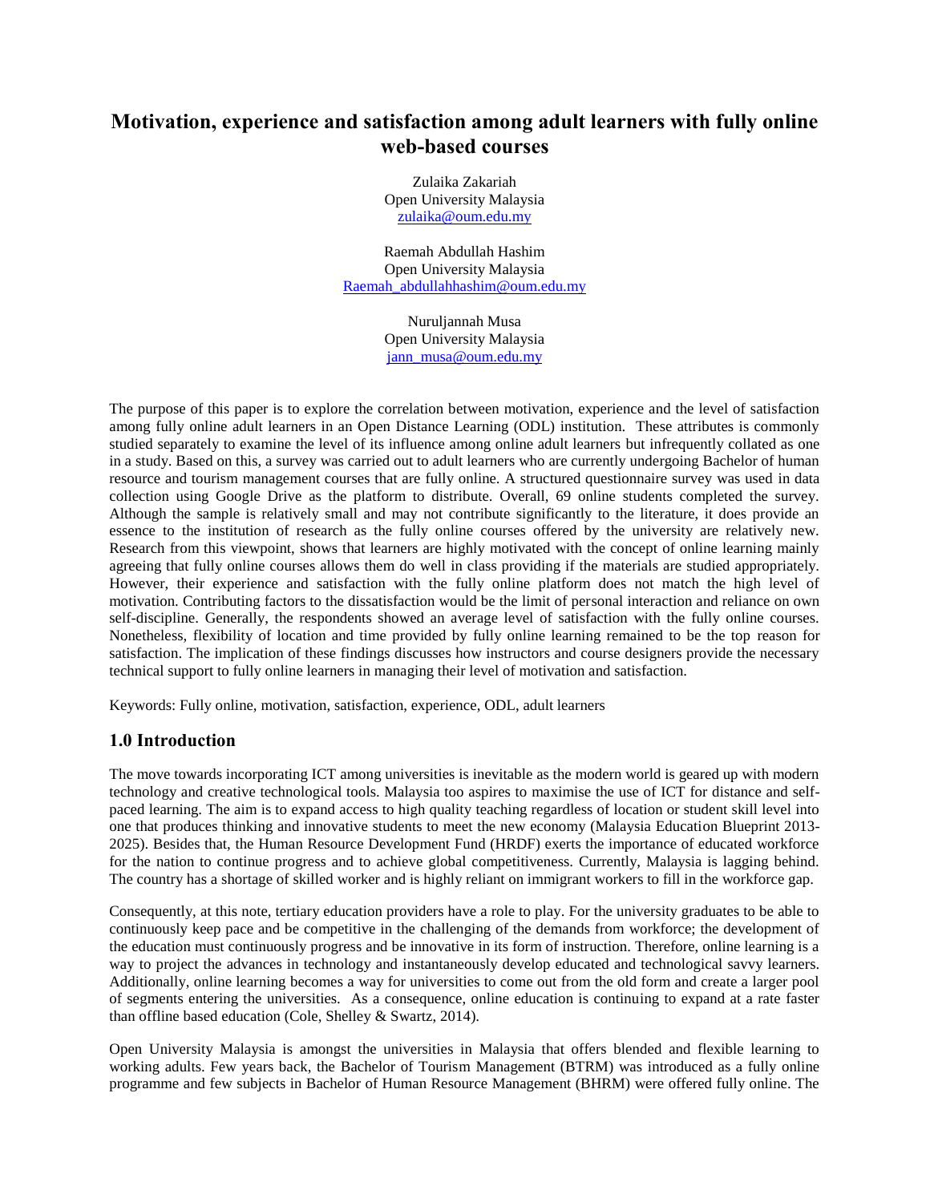# Motivation, experience and satisfaction among adult learners with fully online web-based courses

Zulaika Zakariah
Open University Malaysia
zulaika@oum.edu.my

Raemah Abdullah Hashim
Open University Malaysia
Raemah_abdullahhashim@oum.edu.my

Nuruljannah Musa
Open University Malaysia
jann_musa@oum.edu.my

The purpose of this paper is to explore the correlation between motivation, experience and the level of satisfaction among fully online adult learners in an Open Distance Learning (ODL) institution. These attributes is commonly studied separately to examine the level of its influence among online adult learners but infrequently collated as one in a study. Based on this, a survey was carried out to adult learners who are currently undergoing Bachelor of human resource and tourism management courses that are fully online. A structured questionnaire survey was used in data collection using Google Drive as the platform to distribute. Overall, 69 online students completed the survey. Although the sample is relatively small and may not contribute significantly to the literature, it does provide an essence to the institution of research as the fully online courses offered by the university are relatively new. Research from this viewpoint, shows that learners are highly motivated with the concept of online learning mainly agreeing that fully online courses allows them do well in class providing if the materials are studied appropriately. However, their experience and satisfaction with the fully online platform does not match the high level of motivation. Contributing factors to the dissatisfaction would be the limit of personal interaction and reliance on own self-discipline. Generally, the respondents showed an average level of satisfaction with the fully online courses. Nonetheless, flexibility of location and time provided by fully online learning remained to be the top reason for satisfaction. The implication of these findings discusses how instructors and course designers provide the necessary technical support to fully online learners in managing their level of motivation and satisfaction.

Keywords: Fully online, motivation, satisfaction, experience, ODL, adult learners

## 1.0 Introduction

The move towards incorporating ICT among universities is inevitable as the modern world is geared up with modern technology and creative technological tools. Malaysia too aspires to maximise the use of ICT for distance and self-paced learning. The aim is to expand access to high quality teaching regardless of location or student skill level into one that produces thinking and innovative students to meet the new economy (Malaysia Education Blueprint 2013-2025). Besides that, the Human Resource Development Fund (HRDF) exerts the importance of educated workforce for the nation to continue progress and to achieve global competitiveness. Currently, Malaysia is lagging behind. The country has a shortage of skilled worker and is highly reliant on immigrant workers to fill in the workforce gap.

Consequently, at this note, tertiary education providers have a role to play. For the university graduates to be able to continuously keep pace and be competitive in the challenging of the demands from workforce; the development of the education must continuously progress and be innovative in its form of instruction. Therefore, online learning is a way to project the advances in technology and instantaneously develop educated and technological savvy learners. Additionally, online learning becomes a way for universities to come out from the old form and create a larger pool of segments entering the universities. As a consequence, online education is continuing to expand at a rate faster than offline based education (Cole, Shelley & Swartz, 2014).

Open University Malaysia is amongst the universities in Malaysia that offers blended and flexible learning to working adults. Few years back, the Bachelor of Tourism Management (BTRM) was introduced as a fully online programme and few subjects in Bachelor of Human Resource Management (BHRM) were offered fully online. The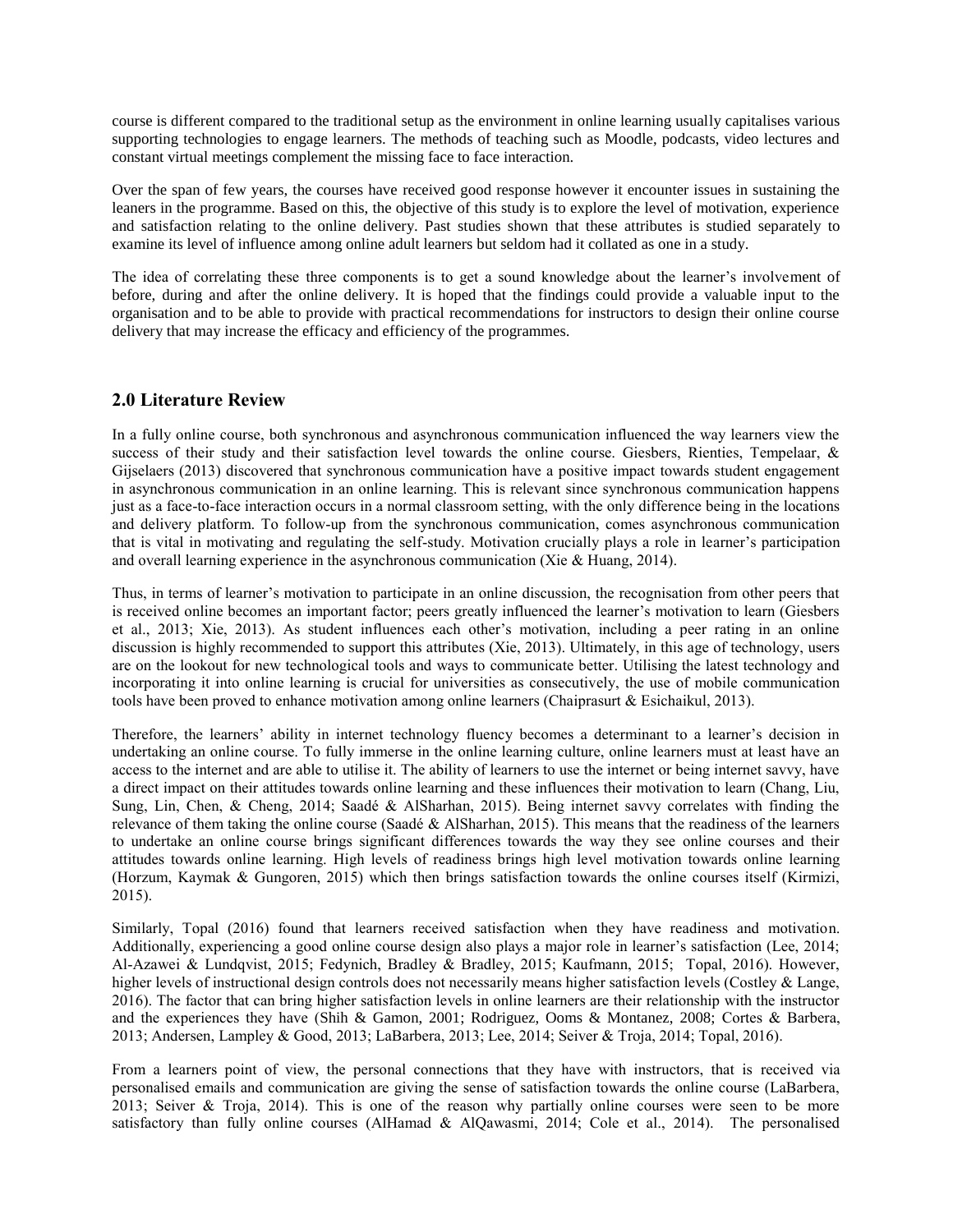course is different compared to the traditional setup as the environment in online learning usually capitalises various supporting technologies to engage learners. The methods of teaching such as Moodle, podcasts, video lectures and constant virtual meetings complement the missing face to face interaction.

Over the span of few years, the courses have received good response however it encounter issues in sustaining the leaners in the programme. Based on this, the objective of this study is to explore the level of motivation, experience and satisfaction relating to the online delivery. Past studies shown that these attributes is studied separately to examine its level of influence among online adult learners but seldom had it collated as one in a study.

The idea of correlating these three components is to get a sound knowledge about the learner's involvement of before, during and after the online delivery. It is hoped that the findings could provide a valuable input to the organisation and to be able to provide with practical recommendations for instructors to design their online course delivery that may increase the efficacy and efficiency of the programmes.

## 2.0 Literature Review

In a fully online course, both synchronous and asynchronous communication influenced the way learners view the success of their study and their satisfaction level towards the online course. Giesbers, Rienties, Tempelaar, & Gijselaers (2013) discovered that synchronous communication have a positive impact towards student engagement in asynchronous communication in an online learning. This is relevant since synchronous communication happens just as a face-to-face interaction occurs in a normal classroom setting, with the only difference being in the locations and delivery platform. To follow-up from the synchronous communication, comes asynchronous communication that is vital in motivating and regulating the self-study. Motivation crucially plays a role in learner's participation and overall learning experience in the asynchronous communication (Xie & Huang, 2014).

Thus, in terms of learner's motivation to participate in an online discussion, the recognisation from other peers that is received online becomes an important factor; peers greatly influenced the learner's motivation to learn (Giesbers et al., 2013; Xie, 2013). As student influences each other's motivation, including a peer rating in an online discussion is highly recommended to support this attributes (Xie, 2013). Ultimately, in this age of technology, users are on the lookout for new technological tools and ways to communicate better. Utilising the latest technology and incorporating it into online learning is crucial for universities as consecutively, the use of mobile communication tools have been proved to enhance motivation among online learners (Chaiprasurt & Esichaikul, 2013).

Therefore, the learners' ability in internet technology fluency becomes a determinant to a learner's decision in undertaking an online course. To fully immerse in the online learning culture, online learners must at least have an access to the internet and are able to utilise it. The ability of learners to use the internet or being internet savvy, have a direct impact on their attitudes towards online learning and these influences their motivation to learn (Chang, Liu, Sung, Lin, Chen, & Cheng, 2014; Saadé & AlSharhan, 2015). Being internet savvy correlates with finding the relevance of them taking the online course (Saadé & AlSharhan, 2015). This means that the readiness of the learners to undertake an online course brings significant differences towards the way they see online courses and their attitudes towards online learning. High levels of readiness brings high level motivation towards online learning (Horzum, Kaymak & Gungoren, 2015) which then brings satisfaction towards the online courses itself (Kirmizi, 2015).

Similarly, Topal (2016) found that learners received satisfaction when they have readiness and motivation. Additionally, experiencing a good online course design also plays a major role in learner's satisfaction (Lee, 2014; Al-Azawei & Lundqvist, 2015; Fedynich, Bradley & Bradley, 2015; Kaufmann, 2015; Topal, 2016). However, higher levels of instructional design controls does not necessarily means higher satisfaction levels (Costley & Lange, 2016). The factor that can bring higher satisfaction levels in online learners are their relationship with the instructor and the experiences they have (Shih & Gamon, 2001; Rodriguez, Ooms & Montanez, 2008; Cortes & Barbera, 2013; Andersen, Lampley & Good, 2013; LaBarbera, 2013; Lee, 2014; Seiver & Troja, 2014; Topal, 2016).

From a learners point of view, the personal connections that they have with instructors, that is received via personalised emails and communication are giving the sense of satisfaction towards the online course (LaBarbera, 2013; Seiver & Troja, 2014). This is one of the reason why partially online courses were seen to be more satisfactory than fully online courses (AlHamad & AlQawasmi, 2014; Cole et al., 2014). The personalised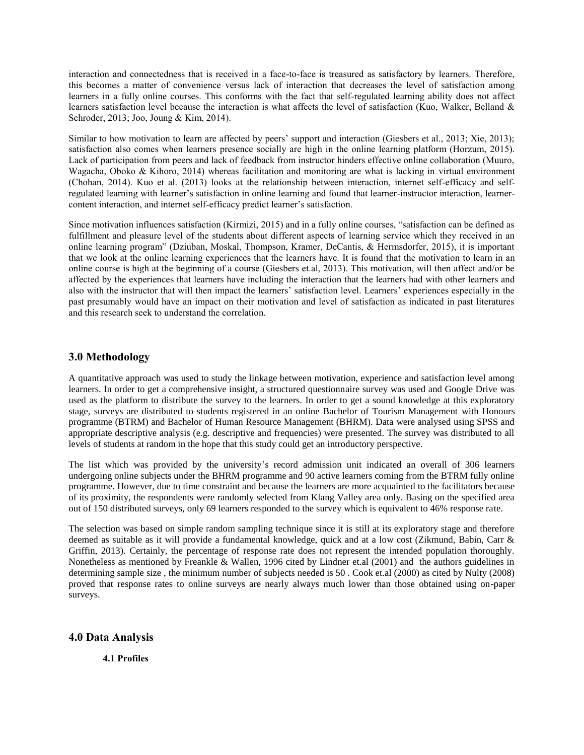interaction and connectedness that is received in a face-to-face is treasured as satisfactory by learners. Therefore, this becomes a matter of convenience versus lack of interaction that decreases the level of satisfaction among learners in a fully online courses. This conforms with the fact that self-regulated learning ability does not affect learners satisfaction level because the interaction is what affects the level of satisfaction (Kuo, Walker, Belland & Schroder, 2013; Joo, Joung & Kim, 2014).

Similar to how motivation to learn are affected by peers' support and interaction (Giesbers et al., 2013; Xie, 2013); satisfaction also comes when learners presence socially are high in the online learning platform (Horzum, 2015). Lack of participation from peers and lack of feedback from instructor hinders effective online collaboration (Muuro, Wagacha, Oboko & Kihoro, 2014) whereas facilitation and monitoring are what is lacking in virtual environment (Chohan, 2014). Kuo et al. (2013) looks at the relationship between interaction, internet self-efficacy and self-regulated learning with learner's satisfaction in online learning and found that learner-instructor interaction, learner-content interaction, and internet self-efficacy predict learner's satisfaction.

Since motivation influences satisfaction (Kirmizi, 2015) and in a fully online courses, "satisfaction can be defined as fulfillment and pleasure level of the students about different aspects of learning service which they received in an online learning program" (Dziuban, Moskal, Thompson, Kramer, DeCantis, & Hermsdorfer, 2015), it is important that we look at the online learning experiences that the learners have. It is found that the motivation to learn in an online course is high at the beginning of a course (Giesbers et.al, 2013). This motivation, will then affect and/or be affected by the experiences that learners have including the interaction that the learners had with other learners and also with the instructor that will then impact the learners' satisfaction level. Learners' experiences especially in the past presumably would have an impact on their motivation and level of satisfaction as indicated in past literatures and this research seek to understand the correlation.

## 3.0 Methodology

A quantitative approach was used to study the linkage between motivation, experience and satisfaction level among learners. In order to get a comprehensive insight, a structured questionnaire survey was used and Google Drive was used as the platform to distribute the survey to the learners. In order to get a sound knowledge at this exploratory stage, surveys are distributed to students registered in an online Bachelor of Tourism Management with Honours programme (BTRM) and Bachelor of Human Resource Management (BHRM). Data were analysed using SPSS and appropriate descriptive analysis (e.g. descriptive and frequencies) were presented. The survey was distributed to all levels of students at random in the hope that this study could get an introductory perspective.

The list which was provided by the university's record admission unit indicated an overall of 306 learners undergoing online subjects under the BHRM programme and 90 active learners coming from the BTRM fully online programme. However, due to time constraint and because the learners are more acquainted to the facilitators because of its proximity, the respondents were randomly selected from Klang Valley area only. Basing on the specified area out of 150 distributed surveys, only 69 learners responded to the survey which is equivalent to 46% response rate.

The selection was based on simple random sampling technique since it is still at its exploratory stage and therefore deemed as suitable as it will provide a fundamental knowledge, quick and at a low cost (Zikmund, Babin, Carr & Griffin, 2013). Certainly, the percentage of response rate does not represent the intended population thoroughly. Nonetheless as mentioned by Freankle & Wallen, 1996 cited by Lindner et.al (2001) and the authors guidelines in determining sample size , the minimum number of subjects needed is 50 . Cook et.al (2000) as cited by Nulty (2008) proved that response rates to online surveys are nearly always much lower than those obtained using on-paper surveys.

## 4.0 Data Analysis

### 4.1 Profiles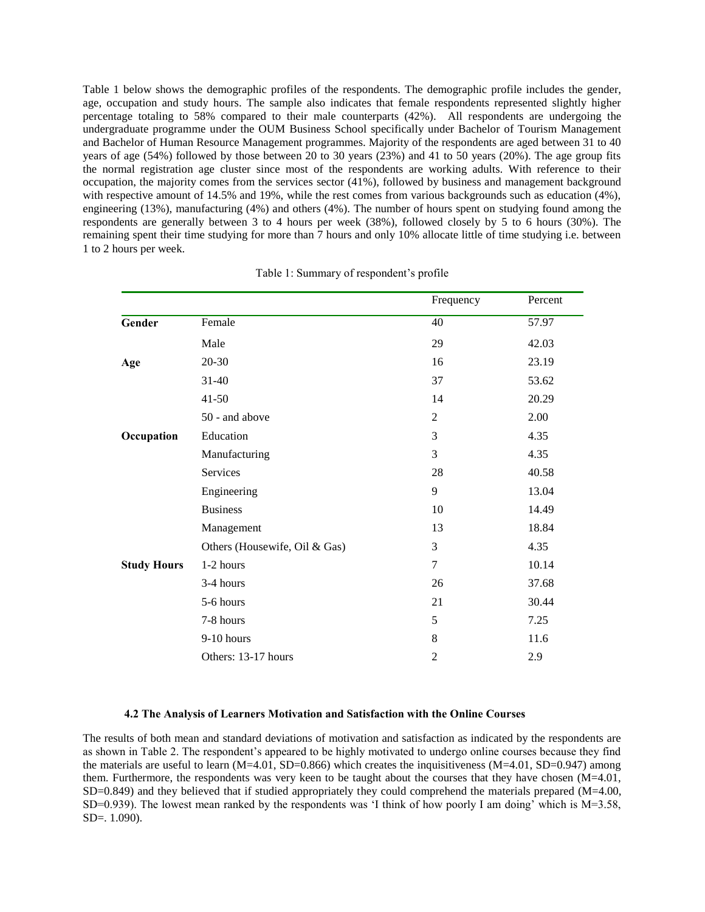Table 1 below shows the demographic profiles of the respondents. The demographic profile includes the gender, age, occupation and study hours. The sample also indicates that female respondents represented slightly higher percentage totaling to 58% compared to their male counterparts (42%). All respondents are undergoing the undergraduate programme under the OUM Business School specifically under Bachelor of Tourism Management and Bachelor of Human Resource Management programmes. Majority of the respondents are aged between 31 to 40 years of age (54%) followed by those between 20 to 30 years (23%) and 41 to 50 years (20%). The age group fits the normal registration age cluster since most of the respondents are working adults. With reference to their occupation, the majority comes from the services sector (41%), followed by business and management background with respective amount of 14.5% and 19%, while the rest comes from various backgrounds such as education (4%), engineering (13%), manufacturing (4%) and others (4%). The number of hours spent on studying found among the respondents are generally between 3 to 4 hours per week (38%), followed closely by 5 to 6 hours (30%). The remaining spent their time studying for more than 7 hours and only 10% allocate little of time studying i.e. between 1 to 2 hours per week.

Table 1: Summary of respondent's profile

| | | Frequency | Percent |
|---|---|---|---|
| **Gender** | Female | 40 | 57.97 |
| | Male | 29 | 42.03 |
| **Age** | 20-30 | 16 | 23.19 |
| | 31-40 | 37 | 53.62 |
| | 41-50 | 14 | 20.29 |
| | 50 - and above | 2 | 2.00 |
| **Occupation** | Education | 3 | 4.35 |
| | Manufacturing | 3 | 4.35 |
| | Services | 28 | 40.58 |
| | Engineering | 9 | 13.04 |
| | Business | 10 | 14.49 |
| | Management | 13 | 18.84 |
| | Others (Housewife, Oil & Gas) | 3 | 4.35 |
| **Study Hours** | 1-2 hours | 7 | 10.14 |
| | 3-4 hours | 26 | 37.68 |
| | 5-6 hours | 21 | 30.44 |
| | 7-8 hours | 5 | 7.25 |
| | 9-10 hours | 8 | 11.6 |
| | Others: 13-17 hours | 2 | 2.9 |

### 4.2 The Analysis of Learners Motivation and Satisfaction with the Online Courses

The results of both mean and standard deviations of motivation and satisfaction as indicated by the respondents are as shown in Table 2. The respondent's appeared to be highly motivated to undergo online courses because they find the materials are useful to learn (M=4.01, SD=0.866) which creates the inquisitiveness (M=4.01, SD=0.947) among them. Furthermore, the respondents was very keen to be taught about the courses that they have chosen (M=4.01, SD=0.849) and they believed that if studied appropriately they could comprehend the materials prepared (M=4.00, SD=0.939). The lowest mean ranked by the respondents was 'I think of how poorly I am doing' which is M=3.58, SD=. 1.090).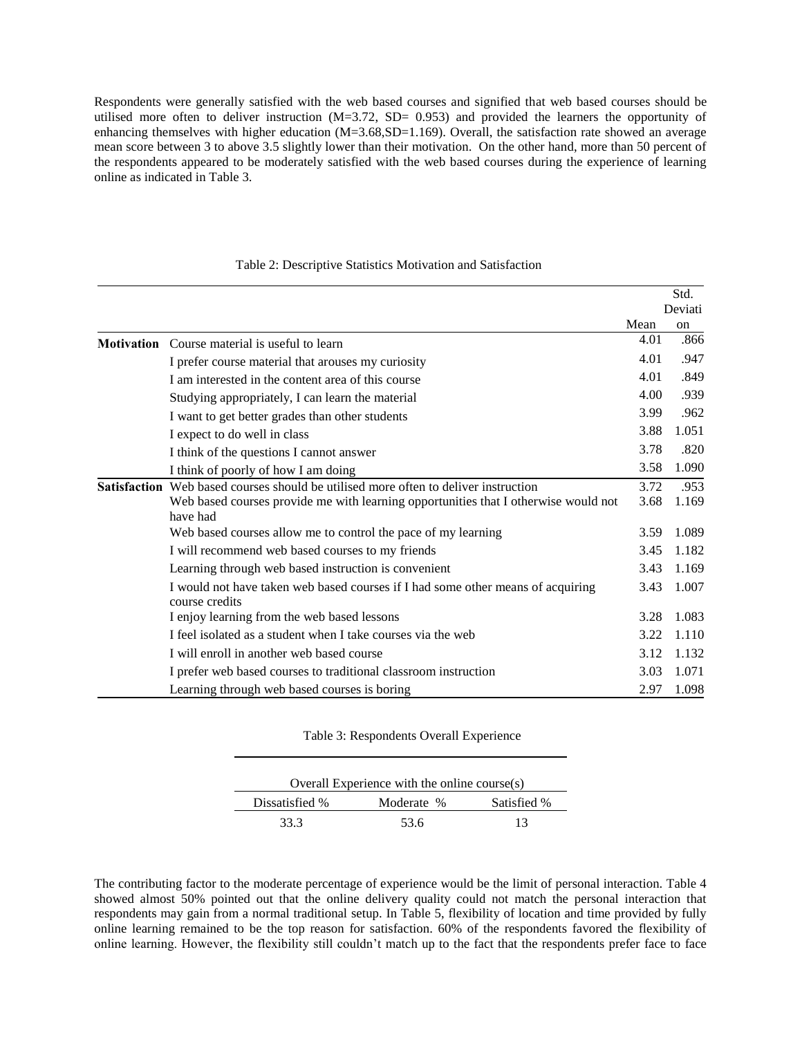Respondents were generally satisfied with the web based courses and signified that web based courses should be utilised more often to deliver instruction (M=3.72, SD= 0.953) and provided the learners the opportunity of enhancing themselves with higher education (M=3.68,SD=1.169). Overall, the satisfaction rate showed an average mean score between 3 to above 3.5 slightly lower than their motivation. On the other hand, more than 50 percent of the respondents appeared to be moderately satisfied with the web based courses during the experience of learning online as indicated in Table 3.

Table 2: Descriptive Statistics Motivation and Satisfaction

| | | Mean | Std. Deviation |
|---|---|---|---|
| **Motivation** | Course material is useful to learn | 4.01 | .866 |
| | I prefer course material that arouses my curiosity | 4.01 | .947 |
| | I am interested in the content area of this course | 4.01 | .849 |
| | Studying appropriately, I can learn the material | 4.00 | .939 |
| | I want to get better grades than other students | 3.99 | .962 |
| | I expect to do well in class | 3.88 | 1.051 |
| | I think of the questions I cannot answer | 3.78 | .820 |
| | I think of poorly of how I am doing | 3.58 | 1.090 |
| **Satisfaction** | Web based courses should be utilised more often to deliver instruction | 3.72 | .953 |
| | Web based courses provide me with learning opportunities that I otherwise would not have had | 3.68 | 1.169 |
| | Web based courses allow me to control the pace of my learning | 3.59 | 1.089 |
| | I will recommend web based courses to my friends | 3.45 | 1.182 |
| | Learning through web based instruction is convenient | 3.43 | 1.169 |
| | I would not have taken web based courses if I had some other means of acquiring course credits | 3.43 | 1.007 |
| | I enjoy learning from the web based lessons | 3.28 | 1.083 |
| | I feel isolated as a student when I take courses via the web | 3.22 | 1.110 |
| | I will enroll in another web based course | 3.12 | 1.132 |
| | I prefer web based courses to traditional classroom instruction | 3.03 | 1.071 |
| | Learning through web based courses is boring | 2.97 | 1.098 |

Table 3: Respondents Overall Experience

| Overall Experience with the online course(s) | | |
|---|---|---|
| Dissatisfied % | Moderate % | Satisfied % |
| 33.3 | 53.6 | 13 |

The contributing factor to the moderate percentage of experience would be the limit of personal interaction. Table 4 showed almost 50% pointed out that the online delivery quality could not match the personal interaction that respondents may gain from a normal traditional setup. In Table 5, flexibility of location and time provided by fully online learning remained to be the top reason for satisfaction. 60% of the respondents favored the flexibility of online learning. However, the flexibility still couldn't match up to the fact that the respondents prefer face to face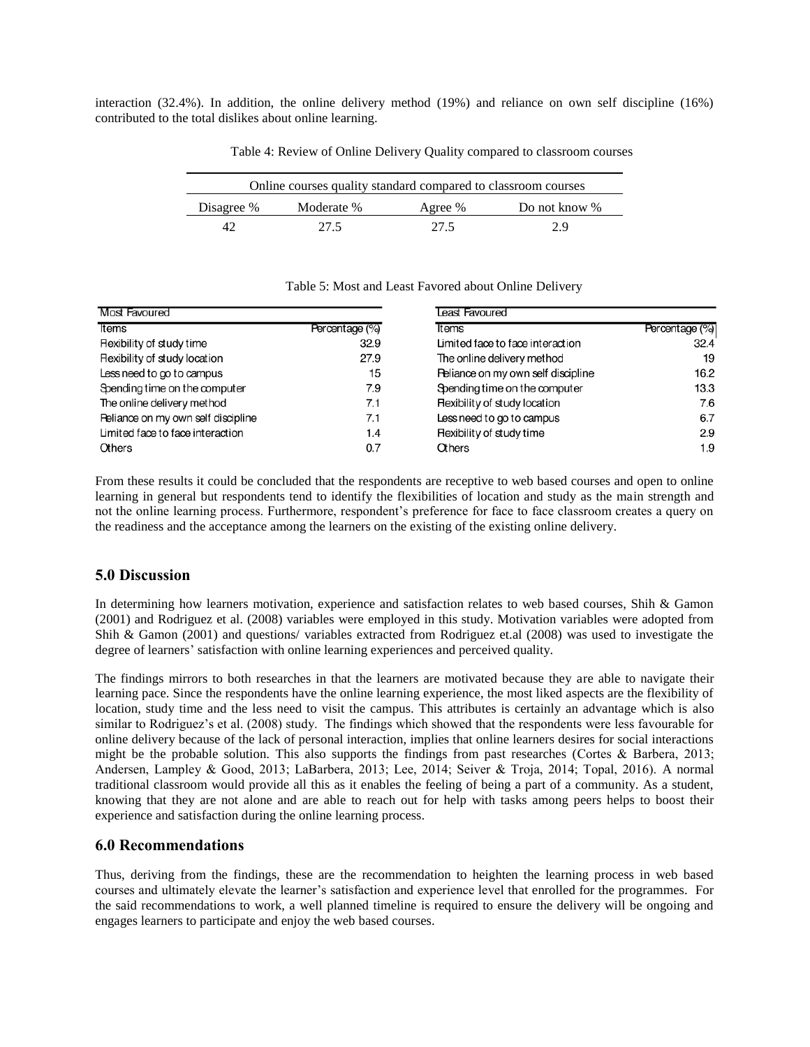interaction (32.4%). In addition, the online delivery method (19%) and reliance on own self discipline (16%) contributed to the total dislikes about online learning.

Table 4: Review of Online Delivery Quality compared to classroom courses

| Online courses quality standard compared to classroom courses | | | |
|---|---|---|---|
| Disagree % | Moderate % | Agree % | Do not know % |
| 42 | 27.5 | 27.5 | 2.9 |

Table 5: Most and Least Favored about Online Delivery

| Most Favoured | | Least Favoured | |
|---|---|---|---|
| Items | Percentage (%) | Items | Percentage (%) |
| Flexibility of study time | 32.9 | Limited face to face interaction | 32.4 |
| Flexibility of study location | 27.9 | The online delivery method | 19 |
| Less need to go to campus | 15 | Reliance on my own self discipline | 16.2 |
| Spending time on the computer | 7.9 | Spending time on the computer | 13.3 |
| The online delivery method | 7.1 | Flexibility of study location | 7.6 |
| Reliance on my own self discipline | 7.1 | Less need to go to campus | 6.7 |
| Limited face to face interaction | 1.4 | Flexibility of study time | 2.9 |
| Others | 0.7 | Others | 1.9 |

From these results it could be concluded that the respondents are receptive to web based courses and open to online learning in general but respondents tend to identify the flexibilities of location and study as the main strength and not the online learning process. Furthermore, respondent's preference for face to face classroom creates a query on the readiness and the acceptance among the learners on the existing of the existing online delivery.

## 5.0 Discussion

In determining how learners motivation, experience and satisfaction relates to web based courses, Shih & Gamon (2001) and Rodriguez et al. (2008) variables were employed in this study. Motivation variables were adopted from Shih & Gamon (2001) and questions/ variables extracted from Rodriguez et.al (2008) was used to investigate the degree of learners' satisfaction with online learning experiences and perceived quality.

The findings mirrors to both researches in that the learners are motivated because they are able to navigate their learning pace. Since the respondents have the online learning experience, the most liked aspects are the flexibility of location, study time and the less need to visit the campus. This attributes is certainly an advantage which is also similar to Rodriguez's et al. (2008) study. The findings which showed that the respondents were less favourable for online delivery because of the lack of personal interaction, implies that online learners desires for social interactions might be the probable solution. This also supports the findings from past researches (Cortes & Barbera, 2013; Andersen, Lampley & Good, 2013; LaBarbera, 2013; Lee, 2014; Seiver & Troja, 2014; Topal, 2016). A normal traditional classroom would provide all this as it enables the feeling of being a part of a community. As a student, knowing that they are not alone and are able to reach out for help with tasks among peers helps to boost their experience and satisfaction during the online learning process.

## 6.0 Recommendations

Thus, deriving from the findings, these are the recommendation to heighten the learning process in web based courses and ultimately elevate the learner's satisfaction and experience level that enrolled for the programmes. For the said recommendations to work, a well planned timeline is required to ensure the delivery will be ongoing and engages learners to participate and enjoy the web based courses.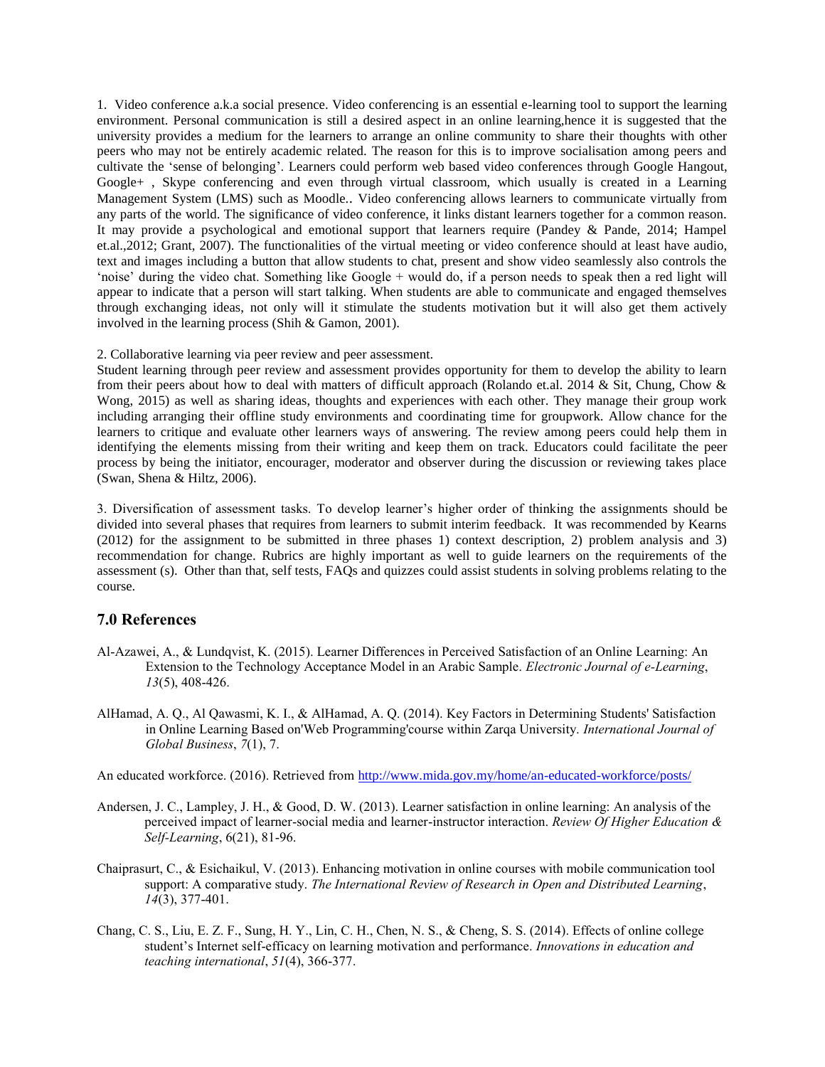1. Video conference a.k.a social presence. Video conferencing is an essential e-learning tool to support the learning environment. Personal communication is still a desired aspect in an online learning,hence it is suggested that the university provides a medium for the learners to arrange an online community to share their thoughts with other peers who may not be entirely academic related. The reason for this is to improve socialisation among peers and cultivate the 'sense of belonging'. Learners could perform web based video conferences through Google Hangout, Google+ , Skype conferencing and even through virtual classroom, which usually is created in a Learning Management System (LMS) such as Moodle.. Video conferencing allows learners to communicate virtually from any parts of the world. The significance of video conference, it links distant learners together for a common reason. It may provide a psychological and emotional support that learners require (Pandey & Pande, 2014; Hampel et.al.,2012; Grant, 2007). The functionalities of the virtual meeting or video conference should at least have audio, text and images including a button that allow students to chat, present and show video seamlessly also controls the 'noise' during the video chat. Something like Google + would do, if a person needs to speak then a red light will appear to indicate that a person will start talking. When students are able to communicate and engaged themselves through exchanging ideas, not only will it stimulate the students motivation but it will also get them actively involved in the learning process (Shih & Gamon, 2001).

2. Collaborative learning via peer review and peer assessment.
Student learning through peer review and assessment provides opportunity for them to develop the ability to learn from their peers about how to deal with matters of difficult approach (Rolando et.al. 2014 & Sit, Chung, Chow & Wong, 2015) as well as sharing ideas, thoughts and experiences with each other. They manage their group work including arranging their offline study environments and coordinating time for groupwork. Allow chance for the learners to critique and evaluate other learners ways of answering. The review among peers could help them in identifying the elements missing from their writing and keep them on track. Educators could facilitate the peer process by being the initiator, encourager, moderator and observer during the discussion or reviewing takes place (Swan, Shena & Hiltz, 2006).

3. Diversification of assessment tasks. To develop learner's higher order of thinking the assignments should be divided into several phases that requires from learners to submit interim feedback. It was recommended by Kearns (2012) for the assignment to be submitted in three phases 1) context description, 2) problem analysis and 3) recommendation for change. Rubrics are highly important as well to guide learners on the requirements of the assessment (s). Other than that, self tests, FAQs and quizzes could assist students in solving problems relating to the course.

## 7.0 References

Al-Azawei, A., & Lundqvist, K. (2015). Learner Differences in Perceived Satisfaction of an Online Learning: An Extension to the Technology Acceptance Model in an Arabic Sample. *Electronic Journal of e-Learning*, *13*(5), 408-426.

AlHamad, A. Q., Al Qawasmi, K. I., & AlHamad, A. Q. (2014). Key Factors in Determining Students' Satisfaction in Online Learning Based on'Web Programming'course within Zarqa University. *International Journal of Global Business*, *7*(1), 7.

An educated workforce. (2016). Retrieved from http://www.mida.gov.my/home/an-educated-workforce/posts/

Andersen, J. C., Lampley, J. H., & Good, D. W. (2013). Learner satisfaction in online learning: An analysis of the perceived impact of learner-social media and learner-instructor interaction. *Review Of Higher Education & Self-Learning*, 6(21), 81-96.

Chaiprasurt, C., & Esichaikul, V. (2013). Enhancing motivation in online courses with mobile communication tool support: A comparative study. *The International Review of Research in Open and Distributed Learning*, *14*(3), 377-401.

Chang, C. S., Liu, E. Z. F., Sung, H. Y., Lin, C. H., Chen, N. S., & Cheng, S. S. (2014). Effects of online college student's Internet self-efficacy on learning motivation and performance. *Innovations in education and teaching international*, *51*(4), 366-377.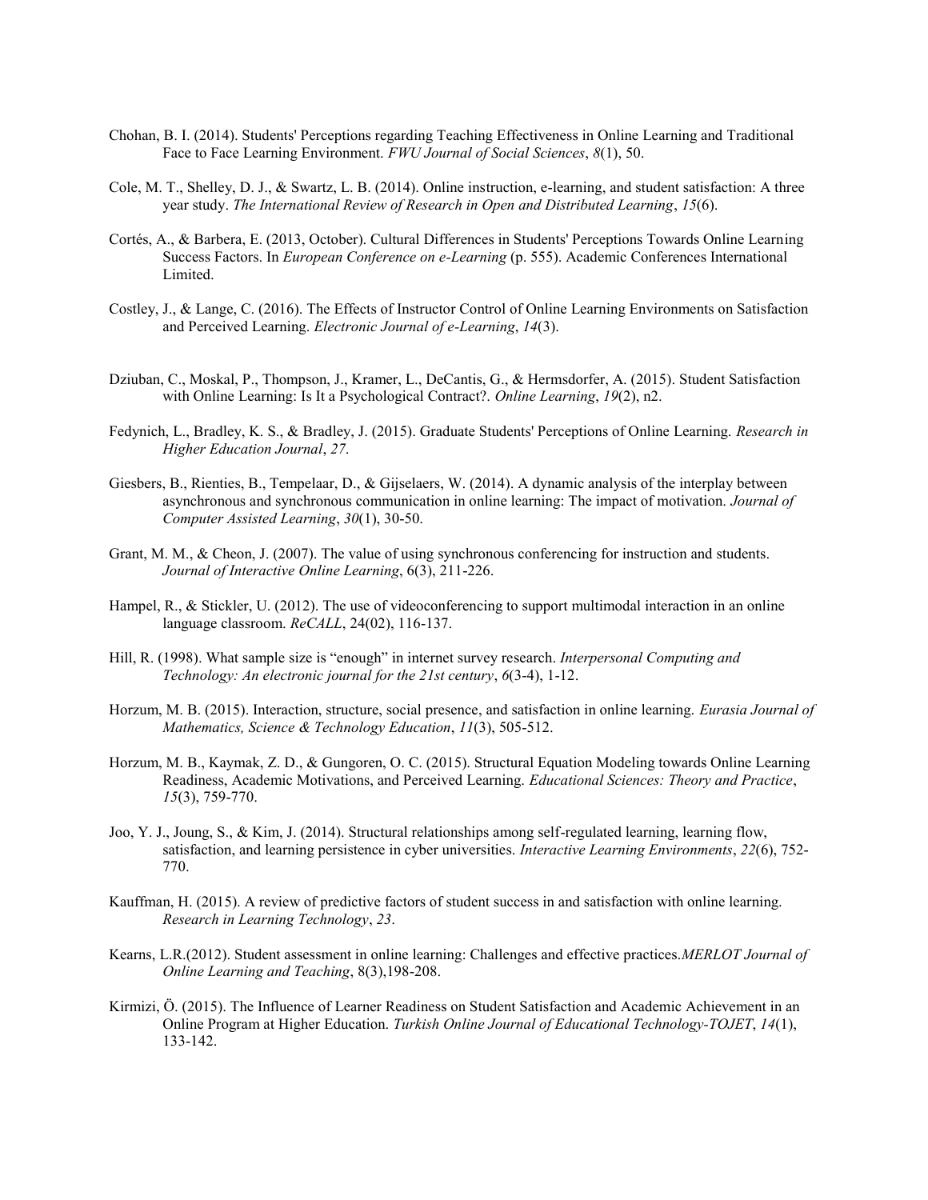Chohan, B. I. (2014). Students' Perceptions regarding Teaching Effectiveness in Online Learning and Traditional Face to Face Learning Environment. *FWU Journal of Social Sciences*, *8*(1), 50.

Cole, M. T., Shelley, D. J., & Swartz, L. B. (2014). Online instruction, e-learning, and student satisfaction: A three year study. *The International Review of Research in Open and Distributed Learning*, *15*(6).

Cortés, A., & Barbera, E. (2013, October). Cultural Differences in Students' Perceptions Towards Online Learning Success Factors. In *European Conference on e-Learning* (p. 555). Academic Conferences International Limited.

Costley, J., & Lange, C. (2016). The Effects of Instructor Control of Online Learning Environments on Satisfaction and Perceived Learning. *Electronic Journal of e-Learning*, *14*(3).

Dziuban, C., Moskal, P., Thompson, J., Kramer, L., DeCantis, G., & Hermsdorfer, A. (2015). Student Satisfaction with Online Learning: Is It a Psychological Contract?. *Online Learning*, *19*(2), n2.

Fedynich, L., Bradley, K. S., & Bradley, J. (2015). Graduate Students' Perceptions of Online Learning. *Research in Higher Education Journal*, *27*.

Giesbers, B., Rienties, B., Tempelaar, D., & Gijselaers, W. (2014). A dynamic analysis of the interplay between asynchronous and synchronous communication in online learning: The impact of motivation. *Journal of Computer Assisted Learning*, *30*(1), 30-50.

Grant, M. M., & Cheon, J. (2007). The value of using synchronous conferencing for instruction and students. *Journal of Interactive Online Learning*, 6(3), 211-226.

Hampel, R., & Stickler, U. (2012). The use of videoconferencing to support multimodal interaction in an online language classroom. *ReCALL*, 24(02), 116-137.

Hill, R. (1998). What sample size is "enough" in internet survey research. *Interpersonal Computing and Technology: An electronic journal for the 21st century*, *6*(3-4), 1-12.

Horzum, M. B. (2015). Interaction, structure, social presence, and satisfaction in online learning. *Eurasia Journal of Mathematics, Science & Technology Education*, *11*(3), 505-512.

Horzum, M. B., Kaymak, Z. D., & Gungoren, O. C. (2015). Structural Equation Modeling towards Online Learning Readiness, Academic Motivations, and Perceived Learning. *Educational Sciences: Theory and Practice*, *15*(3), 759-770.

Joo, Y. J., Joung, S., & Kim, J. (2014). Structural relationships among self-regulated learning, learning flow, satisfaction, and learning persistence in cyber universities. *Interactive Learning Environments*, *22*(6), 752-770.

Kauffman, H. (2015). A review of predictive factors of student success in and satisfaction with online learning. *Research in Learning Technology*, *23*.

Kearns, L.R.(2012). Student assessment in online learning: Challenges and effective practices.*MERLOT Journal of Online Learning and Teaching*, 8(3),198-208.

Kirmizi, Ö. (2015). The Influence of Learner Readiness on Student Satisfaction and Academic Achievement in an Online Program at Higher Education. *Turkish Online Journal of Educational Technology-TOJET*, *14*(1), 133-142.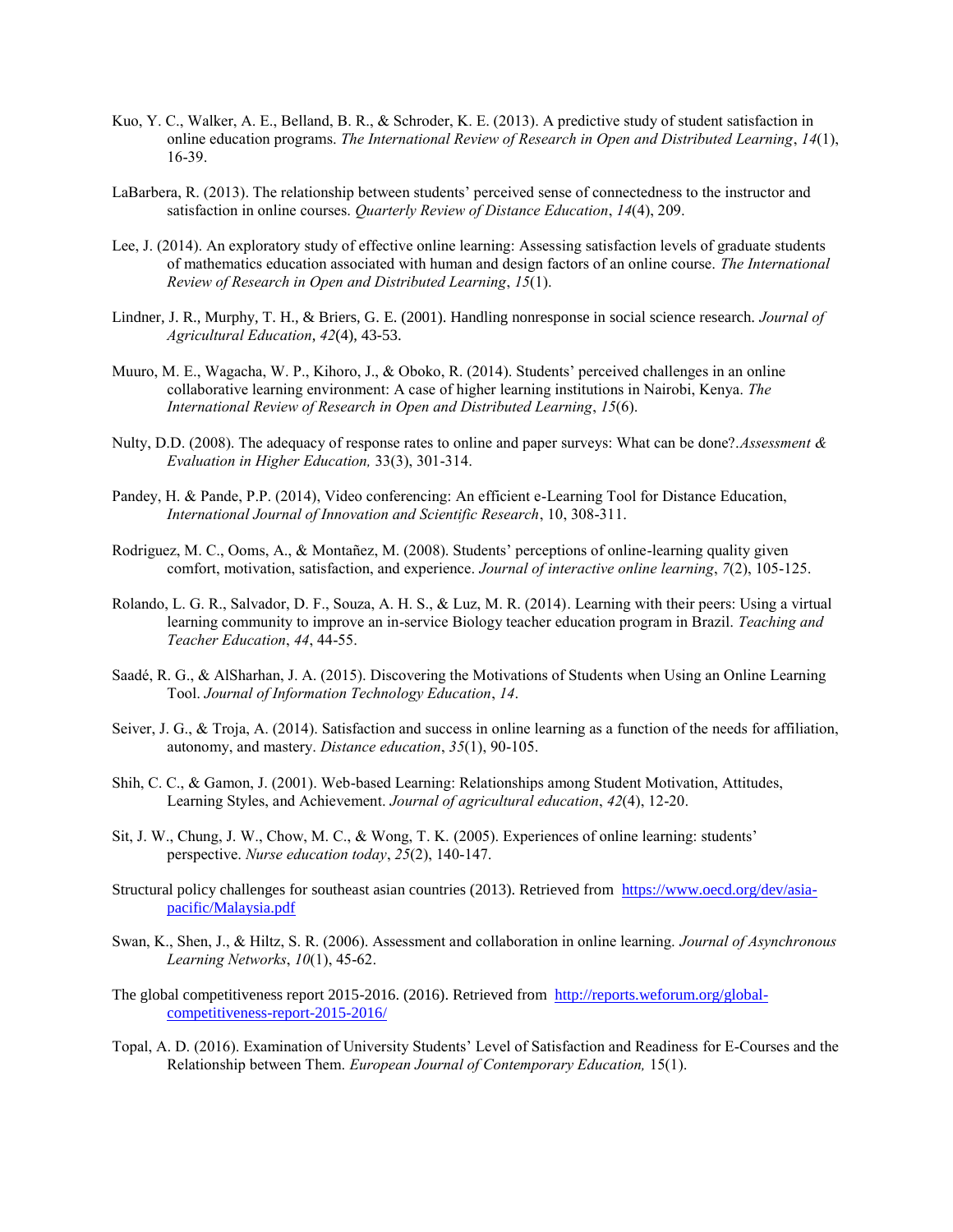Kuo, Y. C., Walker, A. E., Belland, B. R., & Schroder, K. E. (2013). A predictive study of student satisfaction in online education programs. *The International Review of Research in Open and Distributed Learning*, *14*(1), 16-39.

LaBarbera, R. (2013). The relationship between students' perceived sense of connectedness to the instructor and satisfaction in online courses. *Quarterly Review of Distance Education*, *14*(4), 209.

Lee, J. (2014). An exploratory study of effective online learning: Assessing satisfaction levels of graduate students of mathematics education associated with human and design factors of an online course. *The International Review of Research in Open and Distributed Learning*, *15*(1).

Lindner, J. R., Murphy, T. H., & Briers, G. E. (2001). Handling nonresponse in social science research. *Journal of Agricultural Education*, *42*(4), 43-53.

Muuro, M. E., Wagacha, W. P., Kihoro, J., & Oboko, R. (2014). Students' perceived challenges in an online collaborative learning environment: A case of higher learning institutions in Nairobi, Kenya. *The International Review of Research in Open and Distributed Learning*, *15*(6).

Nulty, D.D. (2008). The adequacy of response rates to online and paper surveys: What can be done?.*Assessment & Evaluation in Higher Education,* 33(3), 301-314.

Pandey, H. & Pande, P.P. (2014), Video conferencing: An efficient e-Learning Tool for Distance Education, *International Journal of Innovation and Scientific Research*, 10, 308-311.

Rodriguez, M. C., Ooms, A., & Montañez, M. (2008). Students' perceptions of online-learning quality given comfort, motivation, satisfaction, and experience. *Journal of interactive online learning*, *7*(2), 105-125.

Rolando, L. G. R., Salvador, D. F., Souza, A. H. S., & Luz, M. R. (2014). Learning with their peers: Using a virtual learning community to improve an in-service Biology teacher education program in Brazil. *Teaching and Teacher Education*, *44*, 44-55.

Saadé, R. G., & AlSharhan, J. A. (2015). Discovering the Motivations of Students when Using an Online Learning Tool. *Journal of Information Technology Education*, *14*.

Seiver, J. G., & Troja, A. (2014). Satisfaction and success in online learning as a function of the needs for affiliation, autonomy, and mastery. *Distance education*, *35*(1), 90-105.

Shih, C. C., & Gamon, J. (2001). Web-based Learning: Relationships among Student Motivation, Attitudes, Learning Styles, and Achievement. *Journal of agricultural education*, *42*(4), 12-20.

Sit, J. W., Chung, J. W., Chow, M. C., & Wong, T. K. (2005). Experiences of online learning: students' perspective. *Nurse education today*, *25*(2), 140-147.

Structural policy challenges for southeast asian countries (2013). Retrieved from [https://www.oecd.org/dev/asia-pacific/Malaysia.pdf](https://www.oecd.org/dev/asia-pacific/Malaysia.pdf)

Swan, K., Shen, J., & Hiltz, S. R. (2006). Assessment and collaboration in online learning. *Journal of Asynchronous Learning Networks*, *10*(1), 45-62.

The global competitiveness report 2015-2016. (2016). Retrieved from [http://reports.weforum.org/global-competitiveness-report-2015-2016/](http://reports.weforum.org/global-competitiveness-report-2015-2016/)

Topal, A. D. (2016). Examination of University Students' Level of Satisfaction and Readiness for E-Courses and the Relationship between Them. *European Journal of Contemporary Education,* 15(1).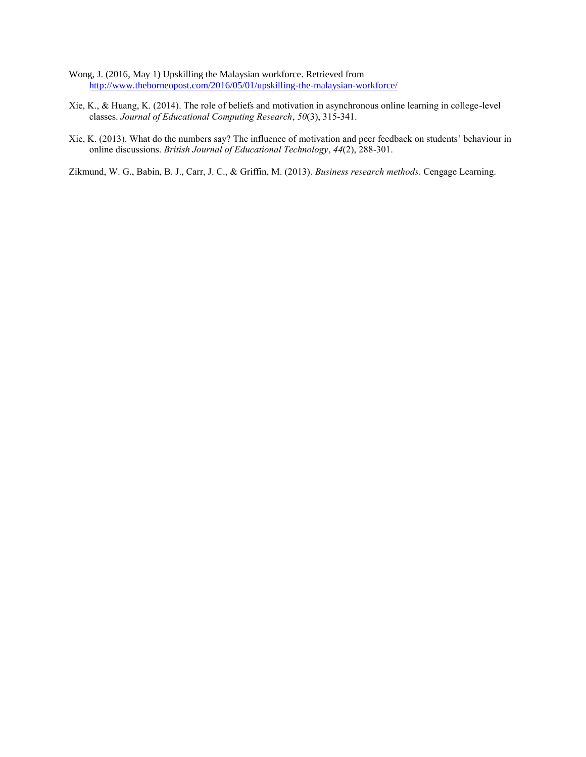Wong, J. (2016, May 1) Upskilling the Malaysian workforce. Retrieved from http://www.theborneopost.com/2016/05/01/upskilling-the-malaysian-workforce/

Xie, K., & Huang, K. (2014). The role of beliefs and motivation in asynchronous online learning in college-level classes. *Journal of Educational Computing Research*, *50*(3), 315-341.

Xie, K. (2013). What do the numbers say? The influence of motivation and peer feedback on students' behaviour in online discussions. *British Journal of Educational Technology*, *44*(2), 288-301.

Zikmund, W. G., Babin, B. J., Carr, J. C., & Griffin, M. (2013). *Business research methods*. Cengage Learning.